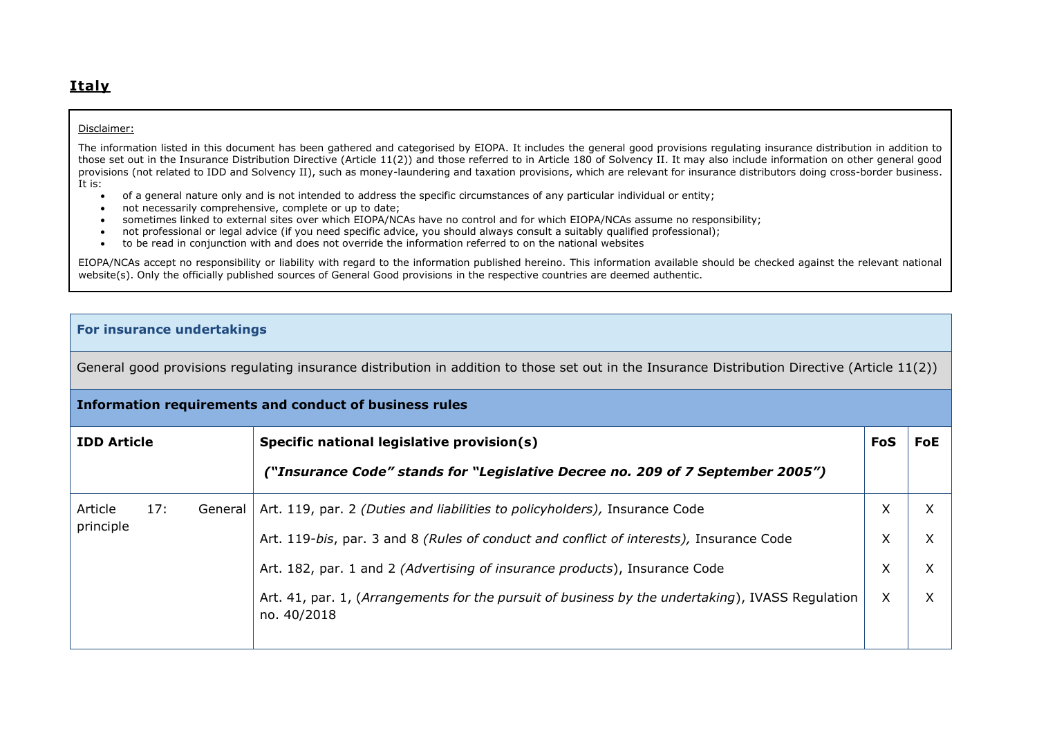# **Italy**

Disclaimer:

The information listed in this document has been gathered and categorised by EIOPA. It includes the general good provisions regulating insurance distribution in addition to those set out in the Insurance Distribution Directive (Article 11(2)) and those referred to in Article 180 of Solvency II. It may also include information on other general good provisions (not related to IDD and Solvency II), such as money-laundering and taxation provisions, which are relevant for insurance distributors doing cross-border business. It is:

- of a general nature only and is not intended to address the specific circumstances of any particular individual or entity;
- not necessarily comprehensive, complete or up to date;
- sometimes linked to external sites over which EIOPA/NCAs have no control and for which EIOPA/NCAs assume no responsibility;
- not professional or legal advice (if you need specific advice, you should always consult a suitably qualified professional);
- to be read in conjunction with and does not override the information referred to on the national websites

EIOPA/NCAs accept no responsibility or liability with regard to the information published hereino. This information available should be checked against the relevant national website(s). Only the officially published sources of General Good provisions in the respective countries are deemed authentic.

**For insurance undertakings**

General good provisions regulating insurance distribution in addition to those set out in the Insurance Distribution Directive (Article 11(2))

**Information requirements and conduct of business rules**

| **IDD Article** | **Specific national legislative provision(s)** ***("Insurance Code" stands for "Legislative Decree no. 209 of 7 September 2005")*** | **FoS** | **FoE** |
|---|---|---|---|
| Article 17: General principle | Art. 119, par. 2 *(Duties and liabilities to policyholders),* Insurance Code | X | X |
| | Art. 119-*bis*, par. 3 and 8 *(Rules of conduct and conflict of interests),* Insurance Code | X | X |
| | Art. 182, par. 1 and 2 *(Advertising of insurance products*), Insurance Code | X | X |
| | Art. 41, par. 1, (*Arrangements for the pursuit of business by the undertaking*), IVASS Regulation no. 40/2018 | X | X |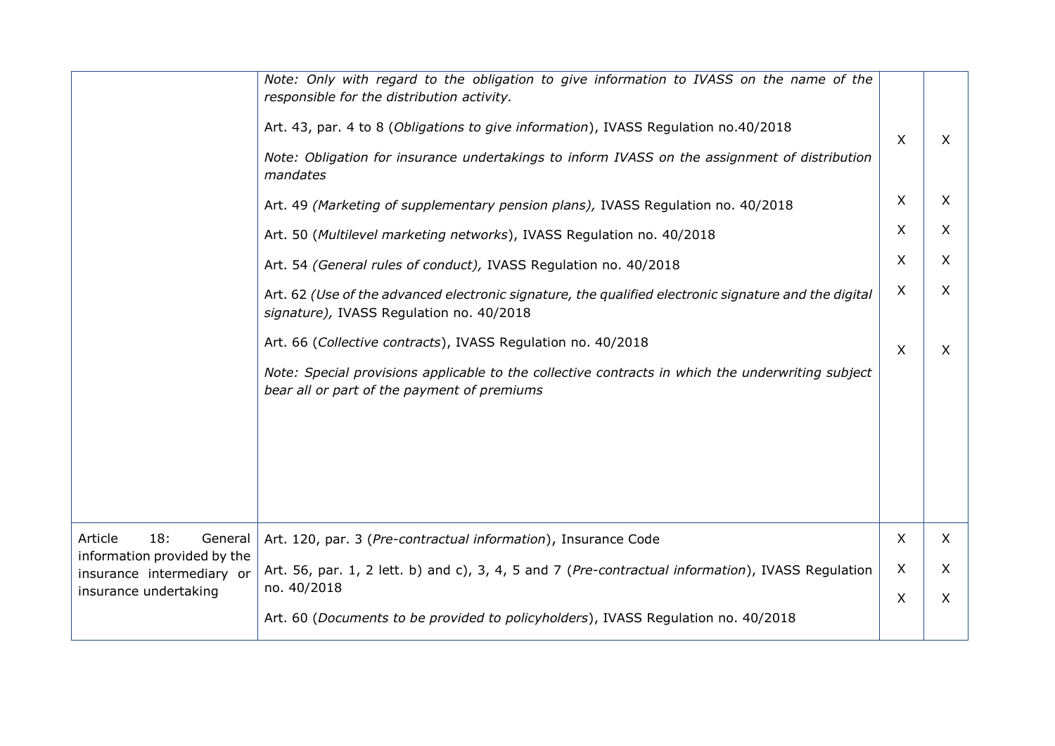| | | | |
|---|---|---|---|
| | *Note: Only with regard to the obligation to give information to IVASS on the name of the responsible for the distribution activity.*<br><br>Art. 43, par. 4 to 8 (*Obligations to give information*), IVASS Regulation no.40/2018<br><br>*Note: Obligation for insurance undertakings to inform IVASS on the assignment of distribution mandates* | X | X |
| | Art. 49 *(Marketing of supplementary pension plans),* IVASS Regulation no. 40/2018 | X | X |
| | Art. 50 (*Multilevel marketing networks*), IVASS Regulation no. 40/2018 | X | X |
| | Art. 54 *(General rules of conduct),* IVASS Regulation no. 40/2018 | X | X |
| | Art. 62 *(Use of the advanced electronic signature, the qualified electronic signature and the digital signature),* IVASS Regulation no. 40/2018 | X | X |
| | Art. 66 (*Collective contracts*), IVASS Regulation no. 40/2018<br><br>*Note: Special provisions applicable to the collective contracts in which the underwriting subject bear all or part of the payment of premiums* | X | X |
| Article 18: General information provided by the insurance intermediary or insurance undertaking | Art. 120, par. 3 (*Pre-contractual information*), Insurance Code | X | X |
| | Art. 56, par. 1, 2 lett. b) and c), 3, 4, 5 and 7 (*Pre-contractual information*), IVASS Regulation no. 40/2018 | X | X |
| | Art. 60 (*Documents to be provided to policyholders*), IVASS Regulation no. 40/2018 | X | X |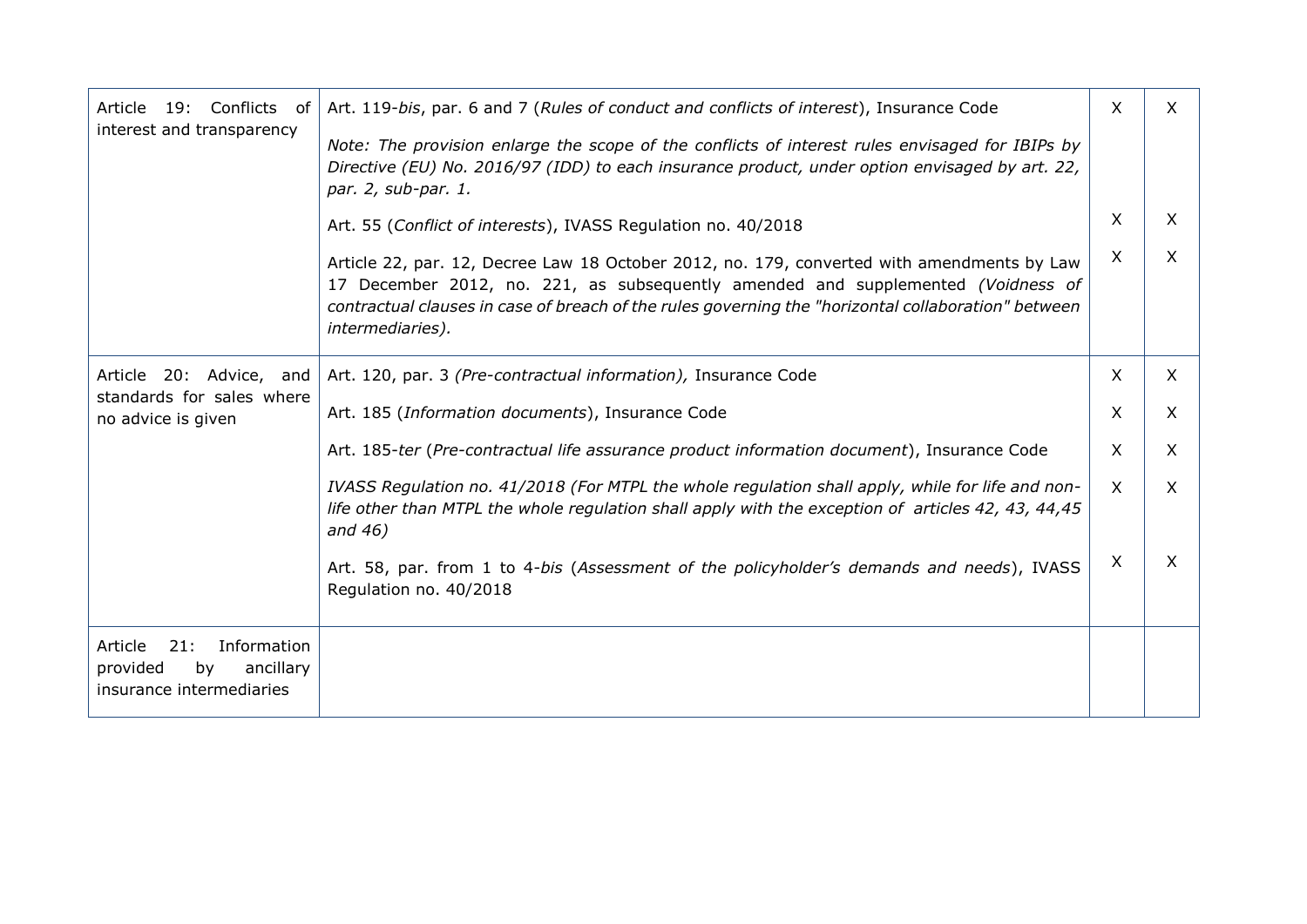| | | | |
|---|---|---|---|
| Article 19: Conflicts of interest and transparency | Art. 119-*bis*, par. 6 and 7 (*Rules of conduct and conflicts of interest*), Insurance Code<br><br>*Note: The provision enlarge the scope of the conflicts of interest rules envisaged for IBIPs by Directive (EU) No. 2016/97 (IDD) to each insurance product, under option envisaged by art. 22, par. 2, sub-par. 1.* | X | X |
| | Art. 55 (*Conflict of interests*), IVASS Regulation no. 40/2018 | X | X |
| | Article 22, par. 12, Decree Law 18 October 2012, no. 179, converted with amendments by Law 17 December 2012, no. 221, as subsequently amended and supplemented *(Voidness of contractual clauses in case of breach of the rules governing the "horizontal collaboration" between intermediaries).* | X | X |
| Article 20: Advice, and standards for sales where no advice is given | Art. 120, par. 3 *(Pre-contractual information),* Insurance Code | X | X |
| | Art. 185 (*Information documents*), Insurance Code | X | X |
| | Art. 185-*ter* (*Pre-contractual life assurance product information document*), Insurance Code | X | X |
| | *IVASS Regulation no. 41/2018 (For MTPL the whole regulation shall apply, while for life and non-life other than MTPL the whole regulation shall apply with the exception of articles 42, 43, 44,45 and 46)* | X | X |
| | Art. 58, par. from 1 to 4-*bis* (*Assessment of the policyholder's demands and needs*), IVASS Regulation no. 40/2018 | X | X |
| Article 21: Information provided by ancillary insurance intermediaries | | | |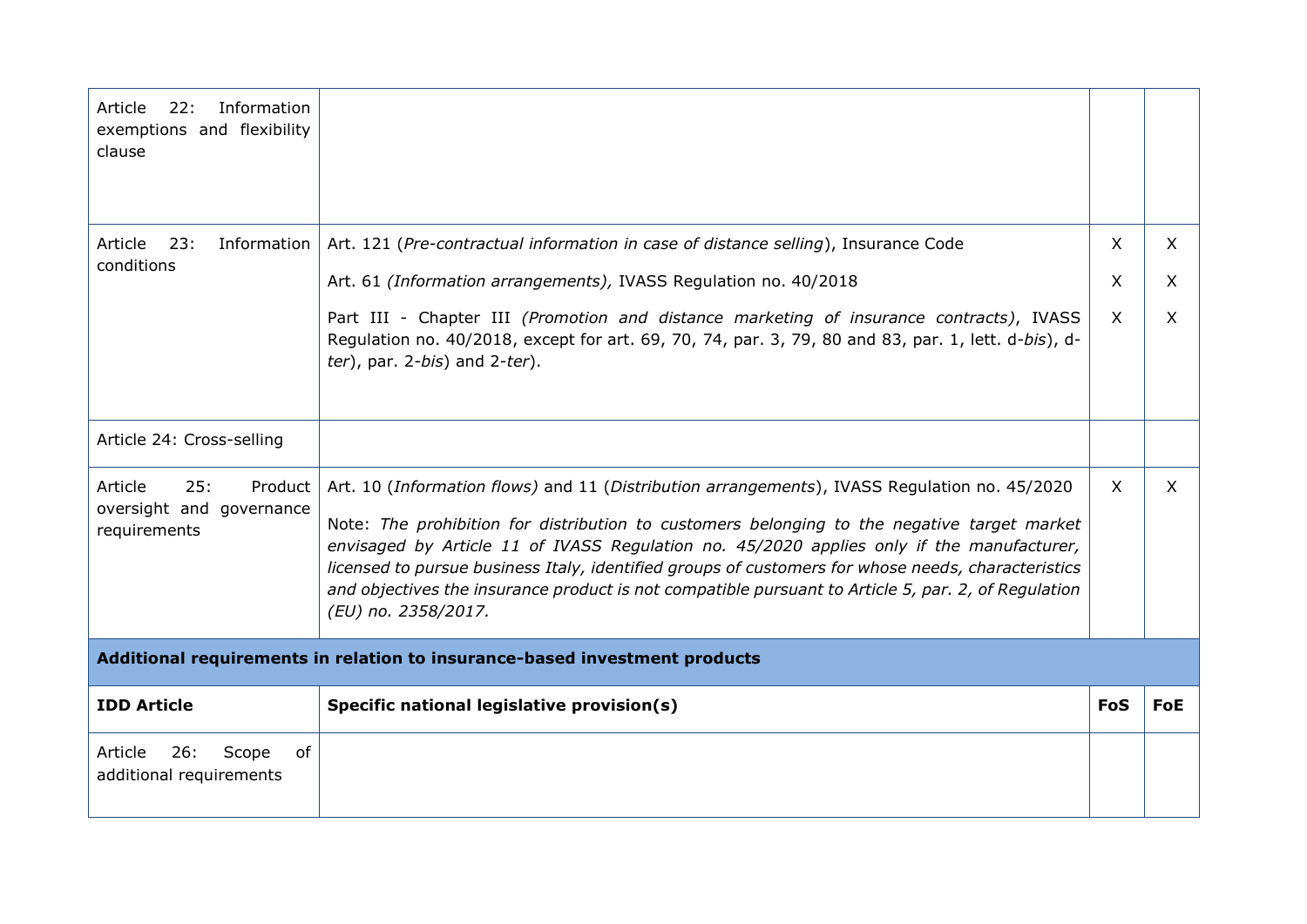| | | | |
|---|---|---|---|
| Article 22: Information exemptions and flexibility clause | | | |
| Article 23: Information conditions | Art. 121 (*Pre-contractual information in case of distance selling*), Insurance Code<br><br>Art. 61 *(Information arrangements),* IVASS Regulation no. 40/2018<br><br>Part III - Chapter III *(Promotion and distance marketing of insurance contracts)*, IVASS Regulation no. 40/2018, except for art. 69, 70, 74, par. 3, 79, 80 and 83, par. 1, lett. d-*bis*), d-*ter*), par. 2-*bis*) and 2-*ter*). | X<br><br>X<br><br>X | X<br><br>X<br><br>X |
| Article 24: Cross-selling | | | |
| Article 25: Product oversight and governance requirements | Art. 10 (*Information flows)* and 11 (*Distribution arrangements*), IVASS Regulation no. 45/2020<br><br>Note: *The prohibition for distribution to customers belonging to the negative target market envisaged by Article 11 of IVASS Regulation no. 45/2020 applies only if the manufacturer, licensed to pursue business Italy, identified groups of customers for whose needs, characteristics and objectives the insurance product is not compatible pursuant to Article 5, par. 2, of Regulation (EU) no. 2358/2017.* | X | X |
| **Additional requirements in relation to insurance-based investment products** | | | |
| **IDD Article** | **Specific national legislative provision(s)** | **FoS** | **FoE** |
| Article 26: Scope of additional requirements | | | |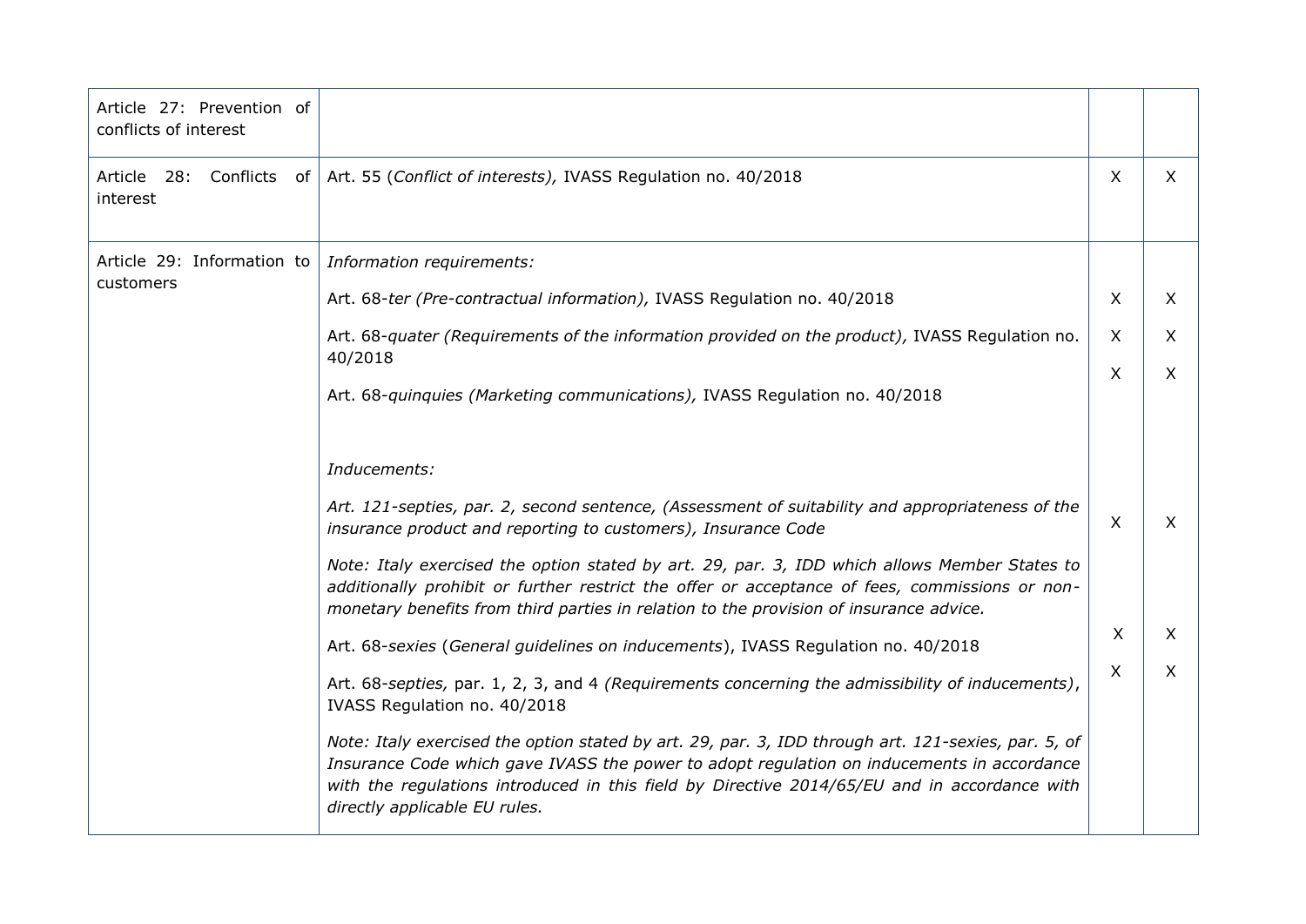| | | | |
|---|---|---|---|
| Article 27: Prevention of conflicts of interest | | | |
| Article 28: Conflicts of interest | Art. 55 (*Conflict of interests),* IVASS Regulation no. 40/2018 | X | X |
| Article 29: Information to customers | *Information requirements:* | | |
| | Art. 68-*ter (Pre-contractual information),* IVASS Regulation no. 40/2018 | X | X |
| | Art. 68-*quater (Requirements of the information provided on the product),* IVASS Regulation no. 40/2018 | X | X |
| | Art. 68-*quinquies (Marketing communications),* IVASS Regulation no. 40/2018 | X | X |
| | *Inducements:* | | |
| | *Art. 121-septies, par. 2, second sentence, (Assessment of suitability and appropriateness of the insurance product and reporting to customers), Insurance Code* | X | X |
| | *Note: Italy exercised the option stated by art. 29, par. 3, IDD which allows Member States to additionally prohibit or further restrict the offer or acceptance of fees, commissions or non-monetary benefits from third parties in relation to the provision of insurance advice.* | | |
| | Art. 68-*sexies* (*General guidelines on inducements*), IVASS Regulation no. 40/2018 | X | X |
| | Art. 68-*septies,* par. 1, 2, 3, and 4 *(Requirements concerning the admissibility of inducements)*, IVASS Regulation no. 40/2018 | X | X |
| | *Note: Italy exercised the option stated by art. 29, par. 3, IDD through art. 121-sexies, par. 5, of Insurance Code which gave IVASS the power to adopt regulation on inducements in accordance with the regulations introduced in this field by Directive 2014/65/EU and in accordance with directly applicable EU rules.* | | |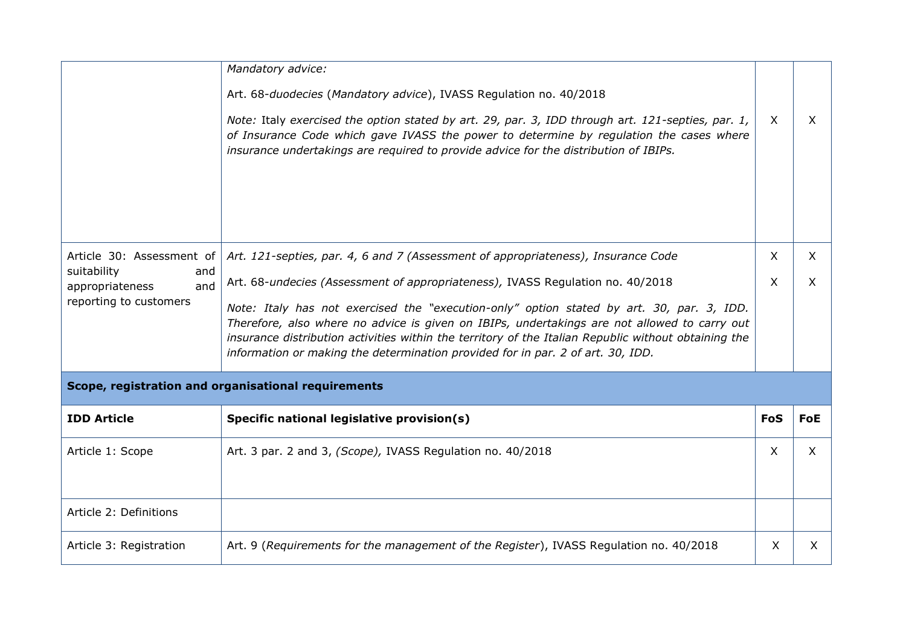| | | | |
|---|---|---|---|
| | *Mandatory advice:*<br><br>Art. 68-*duodecies* (*Mandatory advice*), IVASS Regulation no. 40/2018<br><br>*Note:* Italy *exercised the option stated by art. 29, par. 3, IDD through* art. *121-septies, par. 1, of Insurance Code which gave IVASS the power to determine by regulation the cases where insurance undertakings are required to provide advice for the distribution of IBIPs.* | X | X |
| Article 30: Assessment of suitability and appropriateness and reporting to customers | *Art. 121-septies, par. 4, 6 and 7 (Assessment of appropriateness), Insurance Code*<br><br>Art. 68-*undecies (Assessment of appropriateness),* IVASS Regulation no. 40/2018<br><br>*Note: Italy has not exercised the "execution-only" option stated by art. 30, par. 3, IDD. Therefore, also where no advice is given on IBIPs, undertakings are not allowed to carry out insurance distribution activities within the territory of the Italian Republic without obtaining the information or making the determination provided for in par. 2 of art. 30, IDD.* | X<br><br>X | X<br><br>X |
| **Scope, registration and organisational requirements** | | | |
| **IDD Article** | **Specific national legislative provision(s)** | **FoS** | **FoE** |
| Article 1: Scope | Art. 3 par. 2 and 3, *(Scope),* IVASS Regulation no. 40/2018 | X | X |
| Article 2: Definitions | | | |
| Article 3: Registration | Art. 9 (*Requirements for the management of the Register*), IVASS Regulation no. 40/2018 | X | X |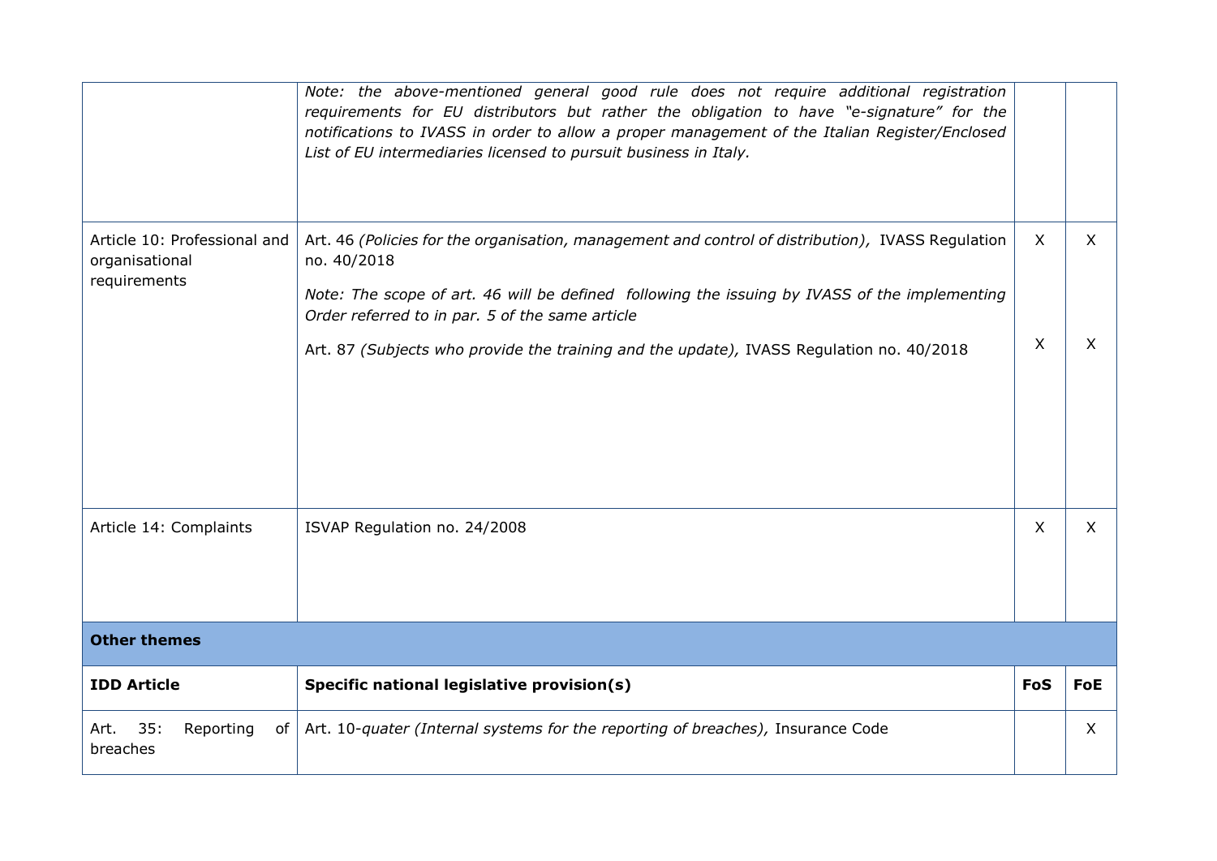| | | | |
|---|---|---|---|
| | *Note: the above-mentioned general good rule does not require additional registration requirements for EU distributors but rather the obligation to have "e-signature" for the notifications to IVASS in order to allow a proper management of the Italian Register/Enclosed List of EU intermediaries licensed to pursuit business in Italy.* | | |
| Article 10: Professional and organisational requirements | Art. 46 *(Policies for the organisation, management and control of distribution),* IVASS Regulation no. 40/2018<br>*Note: The scope of art. 46 will be defined following the issuing by IVASS of the implementing Order referred to in par. 5 of the same article*<br>Art. 87 *(Subjects who provide the training and the update),* IVASS Regulation no. 40/2018 | X<br><br>X | X<br><br>X |
| Article 14: Complaints | ISVAP Regulation no. 24/2008 | X | X |
| **Other themes** | | | |
| **IDD Article** | **Specific national legislative provision(s)** | **FoS** | **FoE** |
| Art. 35: Reporting of breaches | Art. 10-*quater (Internal systems for the reporting of breaches),* Insurance Code | | X |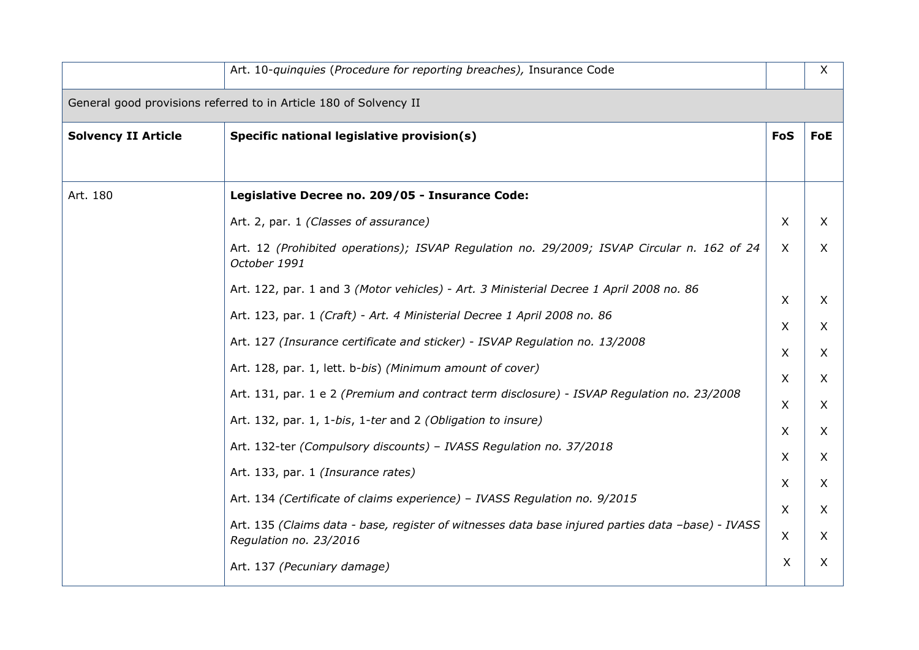| | | | |
|---|---|---|---|
| | Art. 10-*quinquies* (*Procedure for reporting breaches),* Insurance Code | | X |

General good provisions referred to in Article 180 of Solvency II

| **Solvency II Article** | **Specific national legislative provision(s)** | **FoS** | **FoE** |
|---|---|---|---|
| Art. 180 | **Legislative Decree no. 209/05 - Insurance Code:** | | |
| | Art. 2, par. 1 *(Classes of assurance)* | X | X |
| | Art. 12 *(Prohibited operations); ISVAP Regulation no. 29/2009; ISVAP Circular n. 162 of 24 October 1991* | X | X |
| | Art. 122, par. 1 and 3 *(Motor vehicles) - Art. 3 Ministerial Decree 1 April 2008 no. 86* | X | X |
| | Art. 123, par. 1 *(Craft) - Art. 4 Ministerial Decree 1 April 2008 no. 86* | X | X |
| | Art. 127 *(Insurance certificate and sticker) - ISVAP Regulation no. 13/2008* | X | X |
| | Art. 128, par. 1, lett. b-*bis*) *(Minimum amount of cover)* | X | X |
| | Art. 131, par. 1 e 2 *(Premium and contract term disclosure) - ISVAP Regulation no. 23/2008* | X | X |
| | Art. 132, par. 1, 1-*bis*, 1-*ter* and 2 *(Obligation to insure)* | X | X |
| | Art. 132-ter *(Compulsory discounts) – IVASS Regulation no. 37/2018* | X | X |
| | Art. 133, par. 1 *(Insurance rates)* | X | X |
| | Art. 134 *(Certificate of claims experience) – IVASS Regulation no. 9/2015* | X | X |
| | Art. 135 *(Claims data - base, register of witnesses data base injured parties data –base) - IVASS Regulation no. 23/2016* | X | X |
| | Art. 137 *(Pecuniary damage)* | X | X |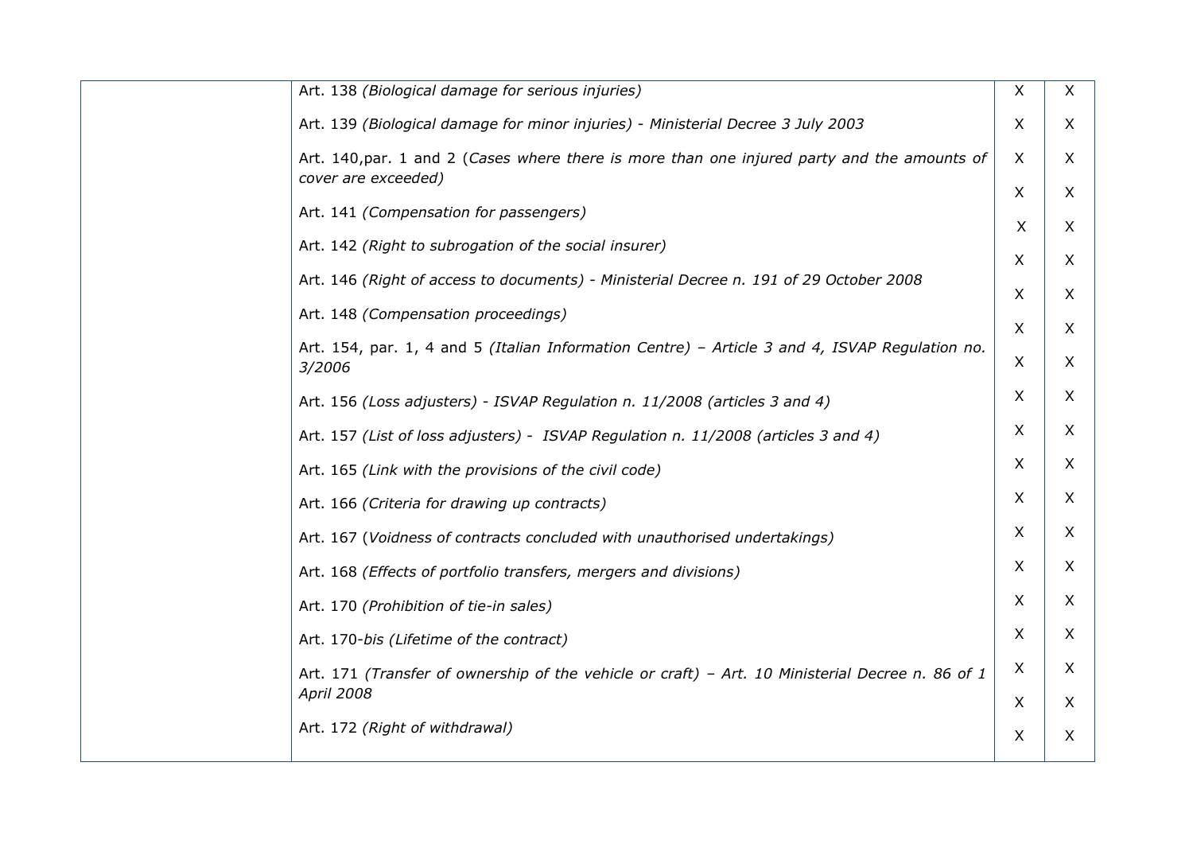| | | | |
|---|---|---|---|
| | Art. 138 *(Biological damage for serious injuries)* | X | X |
| | Art. 139 *(Biological damage for minor injuries) - Ministerial Decree 3 July 2003* | X | X |
| | Art. 140,par. 1 and 2 (*Cases where there is more than one injured party and the amounts of cover are exceeded)* | X | X |
| | Art. 141 *(Compensation for passengers)* | X | X |
| | Art. 142 *(Right to subrogation of the social insurer)* | X | X |
| | Art. 146 *(Right of access to documents) - Ministerial Decree n. 191 of 29 October 2008* | X | X |
| | Art. 148 *(Compensation proceedings)* | X | X |
| | Art. 154, par. 1, 4 and 5 *(Italian Information Centre) – Article 3 and 4, ISVAP Regulation no. 3/2006* | X | X |
| | Art. 156 *(Loss adjusters) - ISVAP Regulation n. 11/2008 (articles 3 and 4)* | X | X |
| | Art. 157 *(List of loss adjusters) - ISVAP Regulation n. 11/2008 (articles 3 and 4)* | X | X |
| | Art. 165 *(Link with the provisions of the civil code)* | X | X |
| | Art. 166 *(Criteria for drawing up contracts)* | X | X |
| | Art. 167 (*Voidness of contracts concluded with unauthorised undertakings)* | X | X |
| | Art. 168 *(Effects of portfolio transfers, mergers and divisions)* | X | X |
| | Art. 170 *(Prohibition of tie-in sales)* | X | X |
| | Art. 170-*bis (Lifetime of the contract)* | X | X |
| | Art. 171 *(Transfer of ownership of the vehicle or craft) – Art. 10 Ministerial Decree n. 86 of 1 April 2008* | X | X |
| | | X | X |
| | Art. 172 *(Right of withdrawal)* | X | X |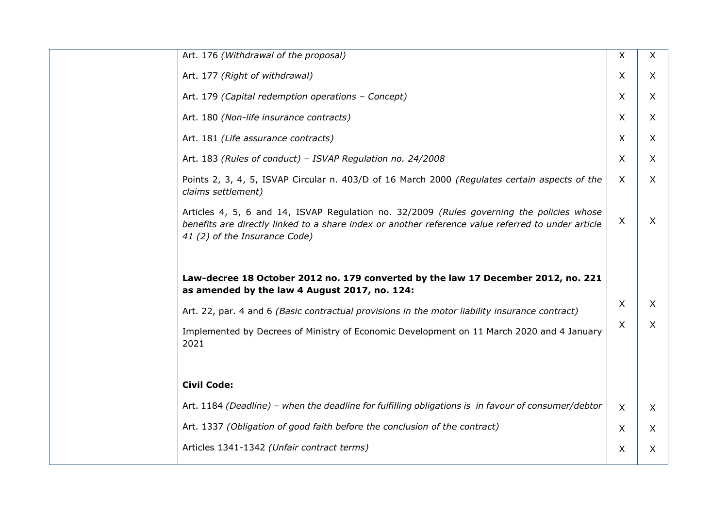| | | | |
|---|---|---|---|
| | Art. 176 *(Withdrawal of the proposal)* | X | X |
| | Art. 177 *(Right of withdrawal)* | X | X |
| | Art. 179 *(Capital redemption operations – Concept)* | X | X |
| | Art. 180 *(Non-life insurance contracts)* | X | X |
| | Art. 181 *(Life assurance contracts)* | X | X |
| | Art. 183 *(Rules of conduct) – ISVAP Regulation no. 24/2008* | X | X |
| | Points 2, 3, 4, 5, ISVAP Circular n. 403/D of 16 March 2000 *(Regulates certain aspects of the claims settlement)* | X | X |
| | Articles 4, 5, 6 and 14, ISVAP Regulation no. 32/2009 *(Rules governing the policies whose benefits are directly linked to a share index or another reference value referred to under article 41 (2) of the Insurance Code)* | X | X |
| | **Law-decree 18 October 2012 no. 179 converted by the law 17 December 2012, no. 221 as amended by the law 4 August 2017, no. 124:** | | |
| | Art. 22, par. 4 and 6 *(Basic contractual provisions in the motor liability insurance contract)* | X | X |
| | Implemented by Decrees of Ministry of Economic Development on 11 March 2020 and 4 January 2021 | X | X |
| | **Civil Code:** | | |
| | Art. 1184 *(Deadline) – when the deadline for fulfilling obligations is in favour of consumer/debtor* | X | X |
| | Art. 1337 *(Obligation of good faith before the conclusion of the contract)* | X | X |
| | Articles 1341-1342 *(Unfair contract terms)* | X | X |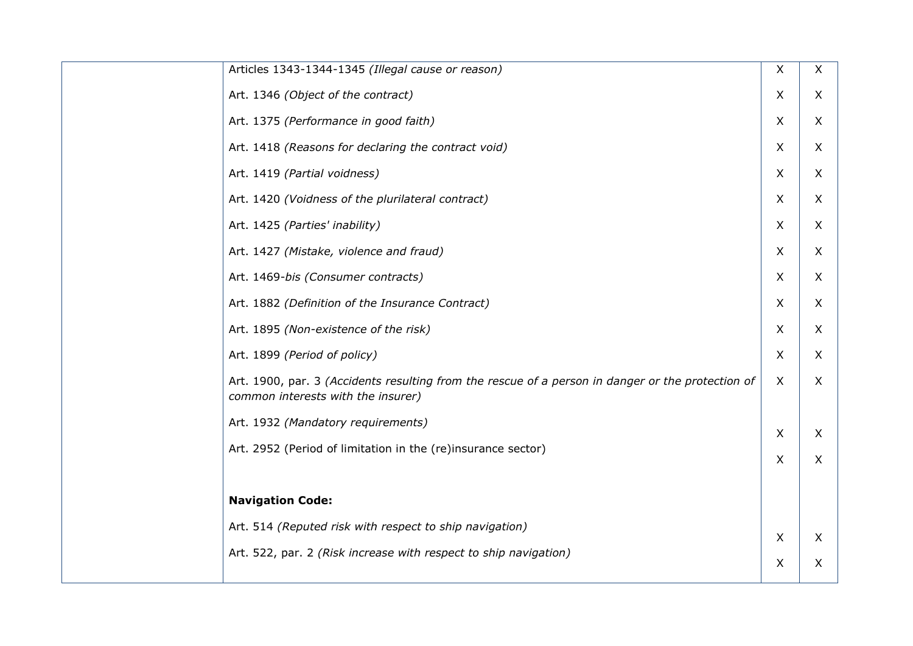| | | | |
|---|---|---|---|
| | Articles 1343-1344-1345 *(Illegal cause or reason)* | X | X |
| | Art. 1346 *(Object of the contract)* | X | X |
| | Art. 1375 *(Performance in good faith)* | X | X |
| | Art. 1418 *(Reasons for declaring the contract void)* | X | X |
| | Art. 1419 *(Partial voidness)* | X | X |
| | Art. 1420 *(Voidness of the plurilateral contract)* | X | X |
| | Art. 1425 *(Parties' inability)* | X | X |
| | Art. 1427 *(Mistake, violence and fraud)* | X | X |
| | Art. 1469-*bis (Consumer contracts)* | X | X |
| | Art. 1882 *(Definition of the Insurance Contract)* | X | X |
| | Art. 1895 *(Non-existence of the risk)* | X | X |
| | Art. 1899 *(Period of policy)* | X | X |
| | Art. 1900, par. 3 *(Accidents resulting from the rescue of a person in danger or the protection of common interests with the insurer)* | X | X |
| | Art. 1932 *(Mandatory requirements)* | X | X |
| | Art. 2952 (Period of limitation in the (re)insurance sector) | X | X |
| | **Navigation Code:** | | |
| | Art. 514 *(Reputed risk with respect to ship navigation)* | X | X |
| | Art. 522, par. 2 *(Risk increase with respect to ship navigation)* | X | X |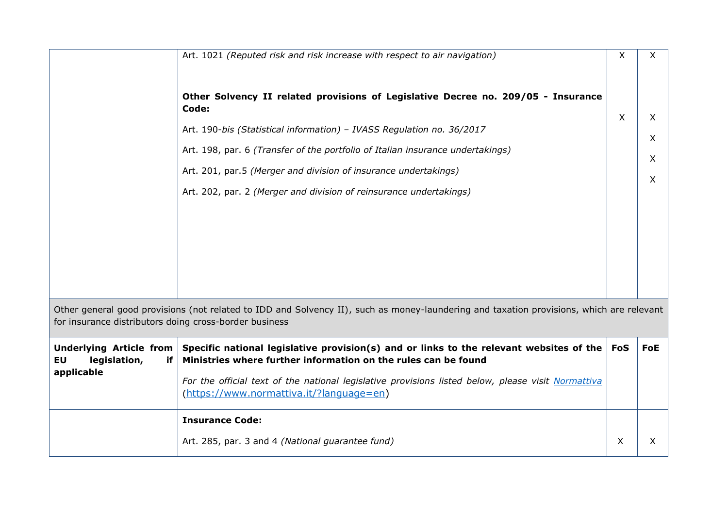| | | | |
|---|---|---|---|
| | Art. 1021 *(Reputed risk and risk increase with respect to air navigation)* | X | X |
| | **Other Solvency II related provisions of Legislative Decree no. 209/05 - Insurance Code:**<br><br>Art. 190-*bis (Statistical information) – IVASS Regulation no. 36/2017*<br><br>Art. 198, par. 6 *(Transfer of the portfolio of Italian insurance undertakings)*<br><br>Art. 201, par.5 *(Merger and division of insurance undertakings)*<br><br>Art. 202, par. 2 *(Merger and division of reinsurance undertakings)* | X | X<br><br>X<br><br>X<br><br>X |

Other general good provisions (not related to IDD and Solvency II), such as money-laundering and taxation provisions, which are relevant for insurance distributors doing cross-border business

| **Underlying Article from EU legislation, if applicable** | **Specific national legislative provision(s) and or links to the relevant websites of the Ministries where further information on the rules can be found**<br><br>*For the official text of the national legislative provisions listed below, please visit [Normattiva](https://www.normattiva.it/?language=en)* (https://www.normattiva.it/?language=en) | **FoS** | **FoE** |
|---|---|---|---|
| | **Insurance Code:**<br><br>Art. 285, par. 3 and 4 *(National guarantee fund)* | X | X |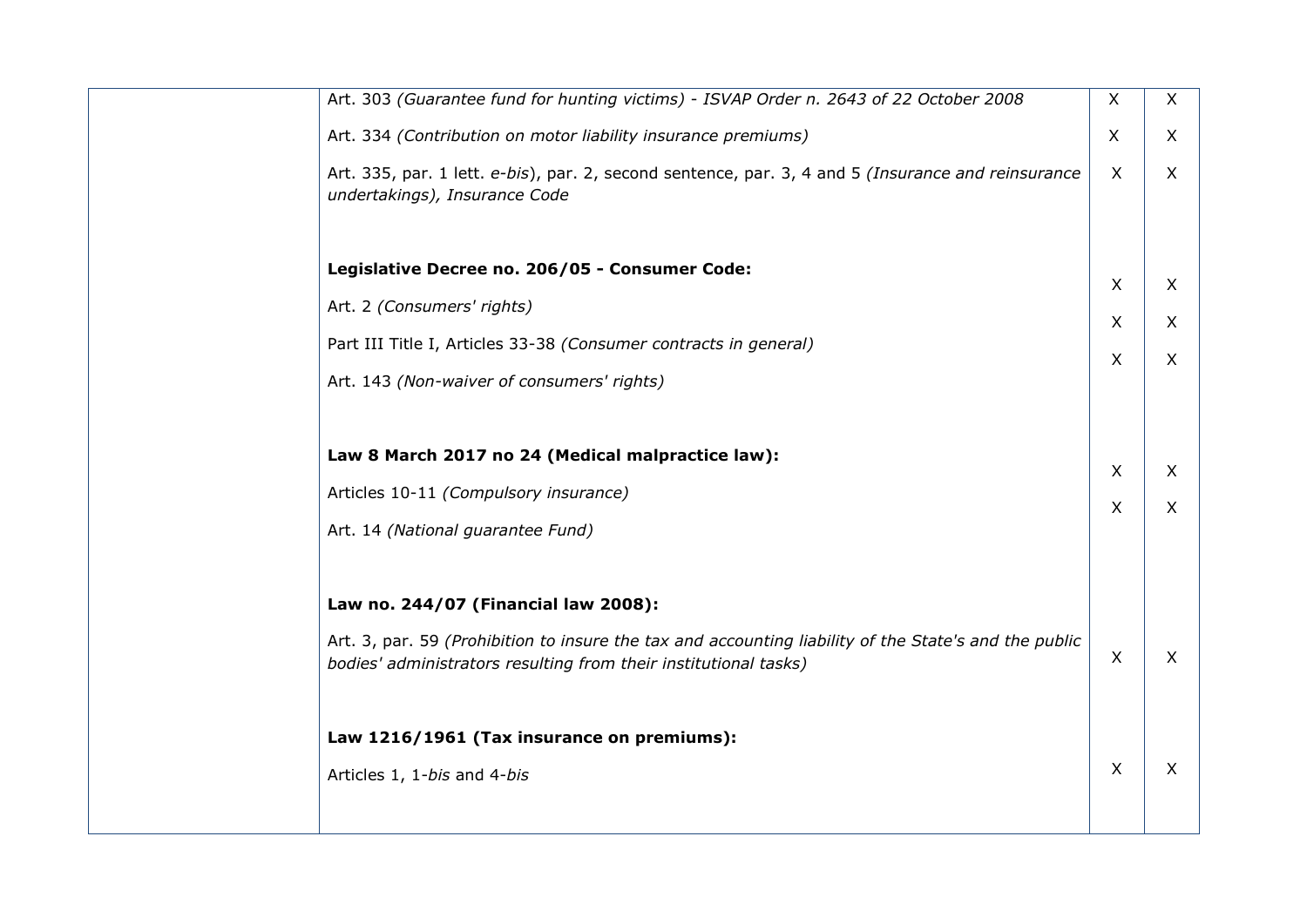| | | | |
|---|---|---|---|
| | Art. 303 *(Guarantee fund for hunting victims)* - *ISVAP Order n. 2643 of 22 October 2008* | X | X |
| | Art. 334 *(Contribution on motor liability insurance premiums)* | X | X |
| | Art. 335, par. 1 lett. *e-bis*), par. 2, second sentence, par. 3, 4 and 5 *(Insurance and reinsurance undertakings), Insurance Code* | X | X |
| | **Legislative Decree no. 206/05 - Consumer Code:** | | |
| | Art. 2 *(Consumers' rights)* | X | X |
| | Part III Title I, Articles 33-38 *(Consumer contracts in general)* | X | X |
| | Art. 143 *(Non-waiver of consumers' rights)* | X | X |
| | **Law 8 March 2017 no 24 (Medical malpractice law):** | | |
| | Articles 10-11 *(Compulsory insurance)* | X | X |
| | Art. 14 *(National guarantee Fund)* | X | X |
| | **Law no. 244/07 (Financial law 2008):** | | |
| | Art. 3, par. 59 *(Prohibition to insure the tax and accounting liability of the State's and the public bodies' administrators resulting from their institutional tasks)* | X | X |
| | **Law 1216/1961 (Tax insurance on premiums):** | | |
| | Articles 1, 1-*bis* and 4-*bis* | X | X |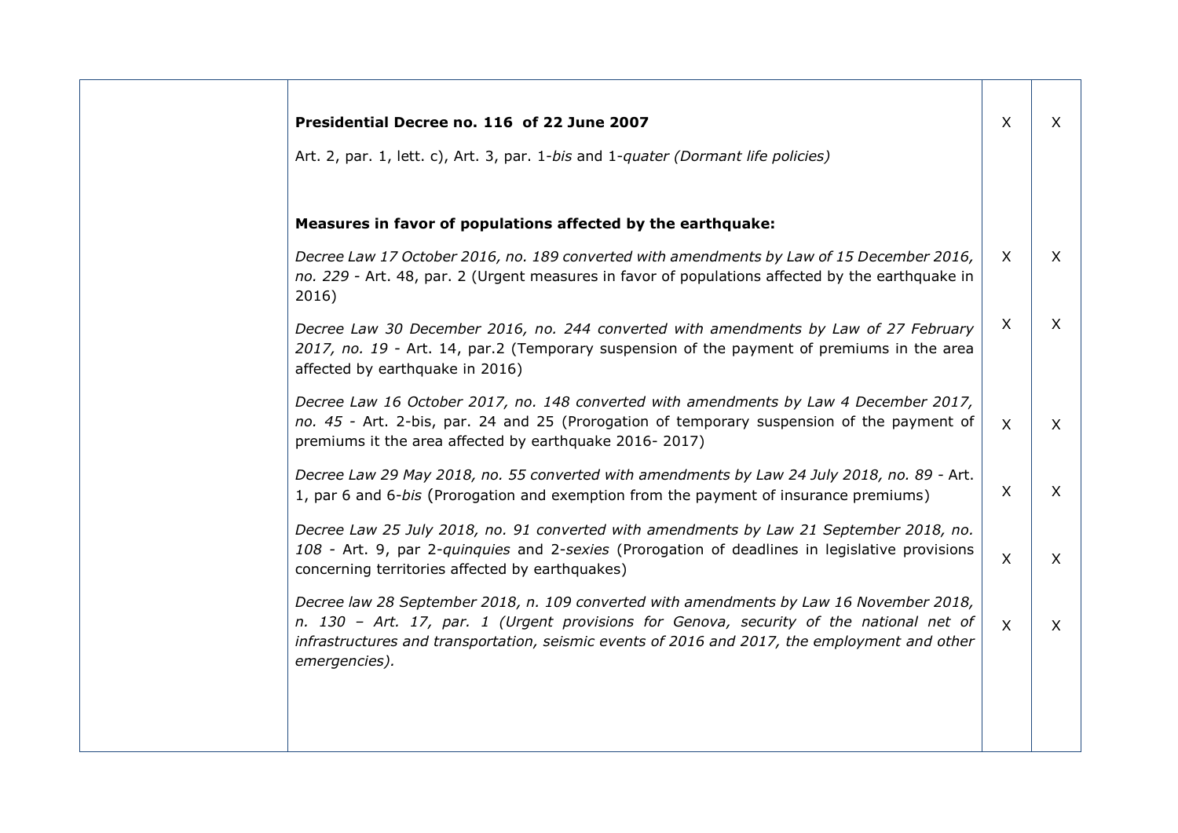|  |  |  |  |
|---|---|---|---|
|  | **Presidential Decree no. 116 of 22 June 2007**<br><br>Art. 2, par. 1, lett. c), Art. 3, par. 1-*bis* and 1-*quater (Dormant life policies)* | X | X |
|  | **Measures in favor of populations affected by the earthquake:** |  |  |
|  | *Decree Law 17 October 2016, no. 189 converted with amendments by Law of 15 December 2016, no. 229* - Art. 48, par. 2 (Urgent measures in favor of populations affected by the earthquake in 2016) | X | X |
|  | *Decree Law 30 December 2016, no. 244 converted with amendments by Law of 27 February 2017, no. 19* - Art. 14, par.2 (Temporary suspension of the payment of premiums in the area affected by earthquake in 2016) | X | X |
|  | *Decree Law 16 October 2017, no. 148 converted with amendments by Law 4 December 2017, no. 45* - Art. 2-bis, par. 24 and 25 (Prorogation of temporary suspension of the payment of premiums it the area affected by earthquake 2016- 2017) | X | X |
|  | *Decree Law 29 May 2018, no. 55 converted with amendments by Law 24 July 2018, no. 89* - Art. 1, par 6 and 6-*bis* (Prorogation and exemption from the payment of insurance premiums) | X | X |
|  | *Decree Law 25 July 2018, no. 91 converted with amendments by Law 21 September 2018, no. 108* - Art. 9, par 2-*quinquies* and 2-*sexies* (Prorogation of deadlines in legislative provisions concerning territories affected by earthquakes) | X | X |
|  | *Decree law 28 September 2018, n. 109 converted with amendments by Law 16 November 2018, n. 130 – Art. 17, par. 1 (Urgent provisions for Genova, security of the national net of infrastructures and transportation, seismic events of 2016 and 2017, the employment and other emergencies).* | X | X |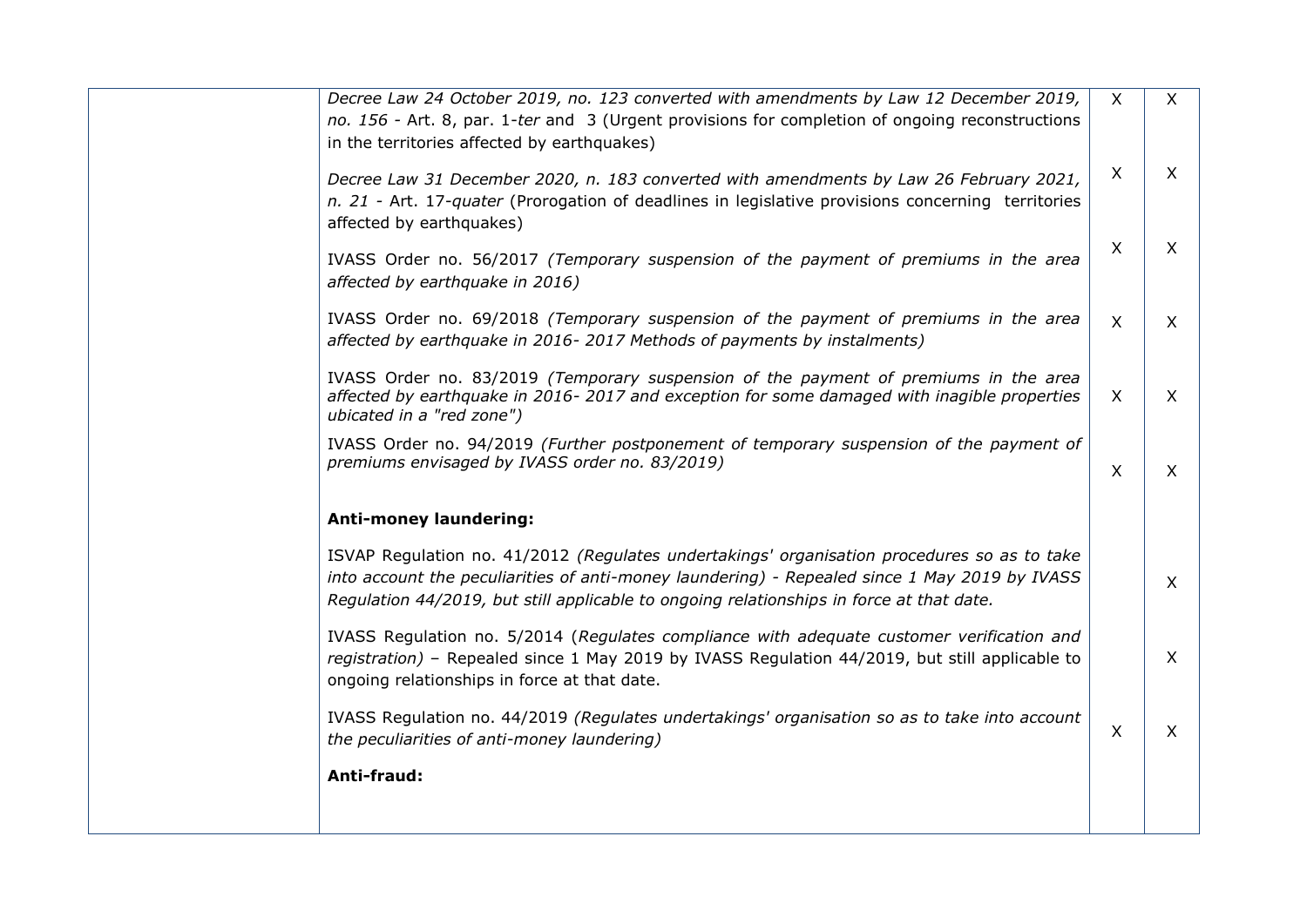| | | | |
|---|---|---|---|
| | *Decree Law 24 October 2019, no. 123 converted with amendments by Law 12 December 2019, no. 156* - Art. 8, par. 1-*ter* and 3 (Urgent provisions for completion of ongoing reconstructions in the territories affected by earthquakes) | X | X |
| | *Decree Law 31 December 2020, n. 183 converted with amendments by Law 26 February 2021, n. 21* - Art. 17-*quater* (Prorogation of deadlines in legislative provisions concerning territories affected by earthquakes) | X | X |
| | IVASS Order no. 56/2017 *(Temporary suspension of the payment of premiums in the area affected by earthquake in 2016)* | X | X |
| | IVASS Order no. 69/2018 *(Temporary suspension of the payment of premiums in the area affected by earthquake in 2016- 2017 Methods of payments by instalments)* | X | X |
| | IVASS Order no. 83/2019 *(Temporary suspension of the payment of premiums in the area affected by earthquake in 2016- 2017 and exception for some damaged with inagible properties ubicated in a "red zone")* | X | X |
| | IVASS Order no. 94/2019 *(Further postponement of temporary suspension of the payment of premiums envisaged by IVASS order no. 83/2019)* | X | X |
| | **Anti-money laundering:** | | |
| | ISVAP Regulation no. 41/2012 *(Regulates undertakings' organisation procedures so as to take into account the peculiarities of anti-money laundering) - Repealed since 1 May 2019 by IVASS Regulation 44/2019, but still applicable to ongoing relationships in force at that date.* | | X |
| | IVASS Regulation no. 5/2014 (*Regulates compliance with adequate customer verification and registration)* – Repealed since 1 May 2019 by IVASS Regulation 44/2019, but still applicable to ongoing relationships in force at that date. | | X |
| | IVASS Regulation no. 44/2019 *(Regulates undertakings' organisation so as to take into account the peculiarities of anti-money laundering)* | X | X |
| | **Anti-fraud:** | | |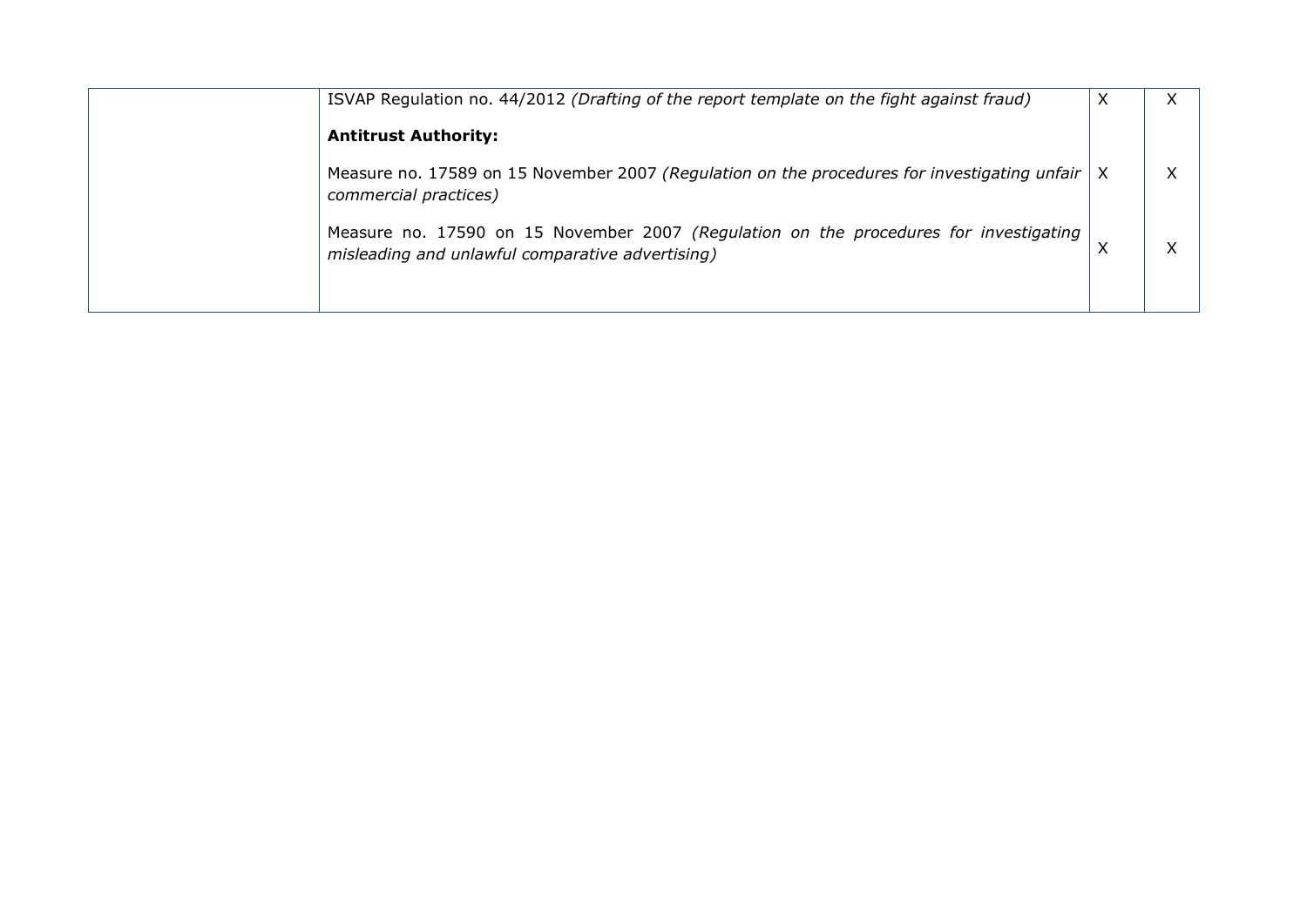| | | | |
|---|---|---|---|
| | ISVAP Regulation no. 44/2012 *(Drafting of the report template on the fight against fraud)*<br><br>**Antitrust Authority:**<br><br>Measure no. 17589 on 15 November 2007 *(Regulation on the procedures for investigating unfair commercial practices)*<br><br>Measure no. 17590 on 15 November 2007 *(Regulation on the procedures for investigating misleading and unlawful comparative advertising)* | X<br><br><br><br>X<br><br><br>X | X<br><br><br><br>X<br><br><br>X |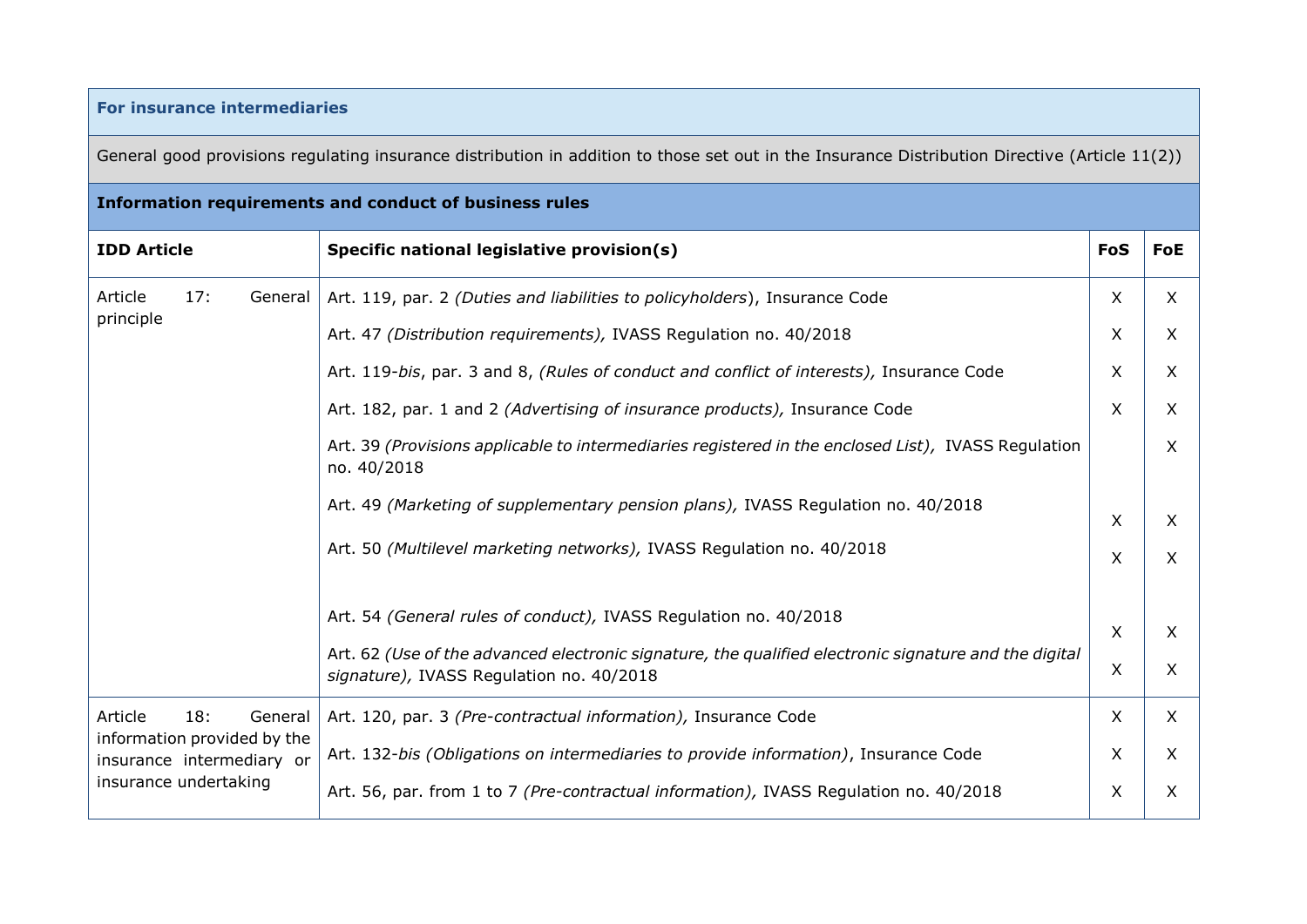| For insurance intermediaries | | | |
|---|---|---|---|
| General good provisions regulating insurance distribution in addition to those set out in the Insurance Distribution Directive (Article 11(2)) | | | |
| **Information requirements and conduct of business rules** | | | |
| **IDD Article** | **Specific national legislative provision(s)** | **FoS** | **FoE** |
| Article 17: General principle | Art. 119, par. 2 *(Duties and liabilities to policyholders*), Insurance Code | X | X |
| | Art. 47 *(Distribution requirements),* IVASS Regulation no. 40/2018 | X | X |
| | Art. 119-*bis*, par. 3 and 8, *(Rules of conduct and conflict of interests),* Insurance Code | X | X |
| | Art. 182, par. 1 and 2 *(Advertising of insurance products),* Insurance Code | X | X |
| | Art. 39 *(Provisions applicable to intermediaries registered in the enclosed List),* IVASS Regulation no. 40/2018 | | X |
| | Art. 49 *(Marketing of supplementary pension plans),* IVASS Regulation no. 40/2018 | X | X |
| | Art. 50 *(Multilevel marketing networks),* IVASS Regulation no. 40/2018 | X | X |
| | Art. 54 *(General rules of conduct),* IVASS Regulation no. 40/2018 | X | X |
| | Art. 62 *(Use of the advanced electronic signature, the qualified electronic signature and the digital signature),* IVASS Regulation no. 40/2018 | X | X |
| Article 18: General information provided by the insurance intermediary or insurance undertaking | Art. 120, par. 3 *(Pre-contractual information),* Insurance Code | X | X |
| | Art. 132-*bis (Obligations on intermediaries to provide information)*, Insurance Code | X | X |
| | Art. 56, par. from 1 to 7 *(Pre-contractual information),* IVASS Regulation no. 40/2018 | X | X |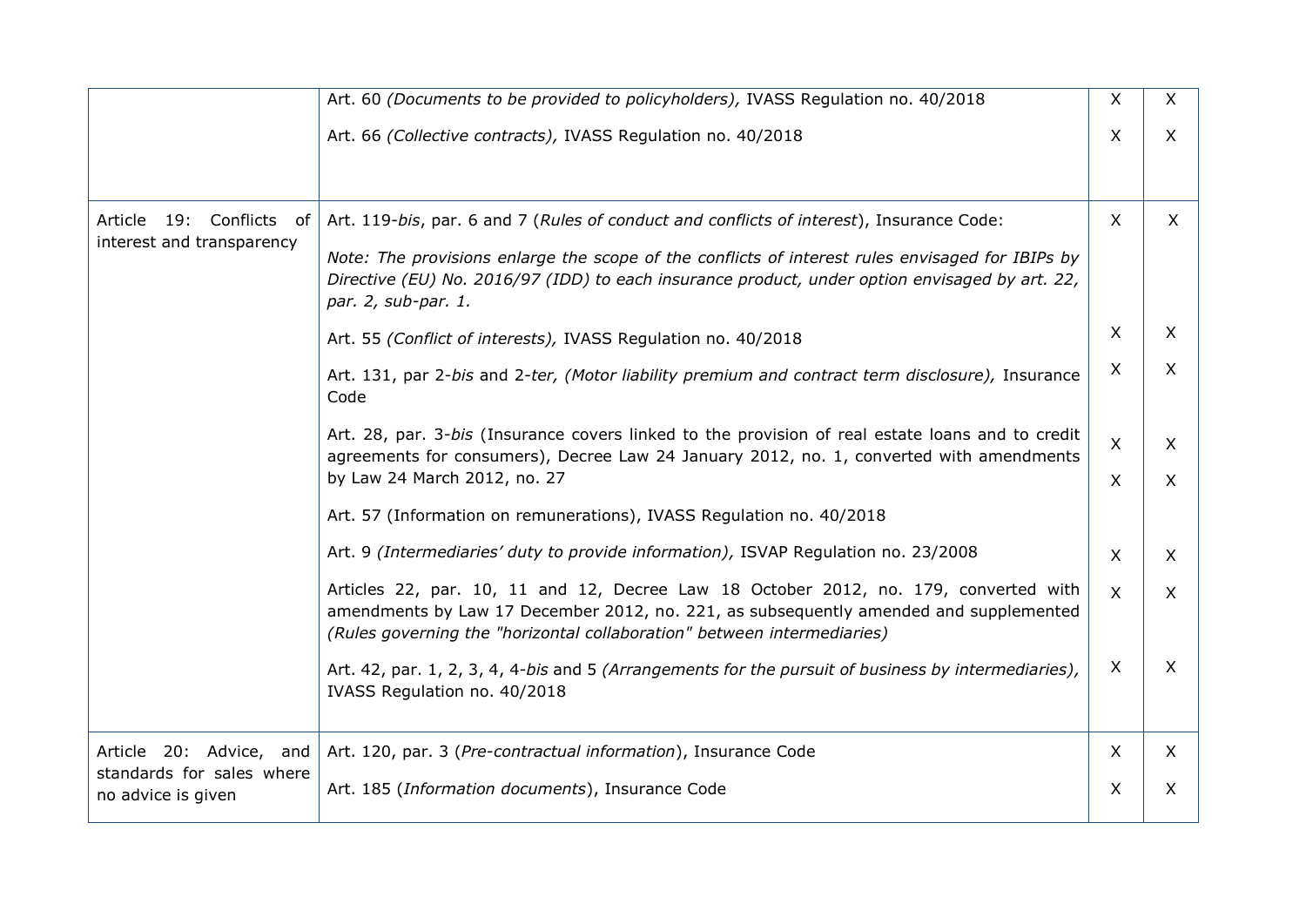| | | | |
|---|---|---|---|
| | Art. 60 *(Documents to be provided to policyholders),* IVASS Regulation no. 40/2018 | X | X |
| | Art. 66 *(Collective contracts),* IVASS Regulation no. 40/2018 | X | X |
| Article 19: Conflicts of interest and transparency | Art. 119-*bis*, par. 6 and 7 (*Rules of conduct and conflicts of interest*), Insurance Code:<br>*Note: The provisions enlarge the scope of the conflicts of interest rules envisaged for IBIPs by Directive (EU) No. 2016/97 (IDD) to each insurance product, under option envisaged by art. 22, par. 2, sub-par. 1.* | X | X |
| | Art. 55 *(Conflict of interests),* IVASS Regulation no. 40/2018 | X | X |
| | Art. 131, par 2-*bis* and 2-*ter, (Motor liability premium and contract term disclosure),* Insurance Code | X | X |
| | Art. 28, par. 3-*bis* (Insurance covers linked to the provision of real estate loans and to credit agreements for consumers), Decree Law 24 January 2012, no. 1, converted with amendments by Law 24 March 2012, no. 27 | X | X |
| | Art. 57 (Information on remunerations), IVASS Regulation no. 40/2018 | X | X |
| | Art. 9 *(Intermediaries' duty to provide information),* ISVAP Regulation no. 23/2008 | X | X |
| | Articles 22, par. 10, 11 and 12, Decree Law 18 October 2012, no. 179, converted with amendments by Law 17 December 2012, no. 221, as subsequently amended and supplemented *(Rules governing the "horizontal collaboration" between intermediaries)* | X | X |
| | Art. 42, par. 1, 2, 3, 4, 4-*bis* and 5 *(Arrangements for the pursuit of business by intermediaries),* IVASS Regulation no. 40/2018 | X | X |
| Article 20: Advice, and standards for sales where no advice is given | Art. 120, par. 3 (*Pre-contractual information*), Insurance Code | X | X |
| | Art. 185 (*Information documents*), Insurance Code | X | X |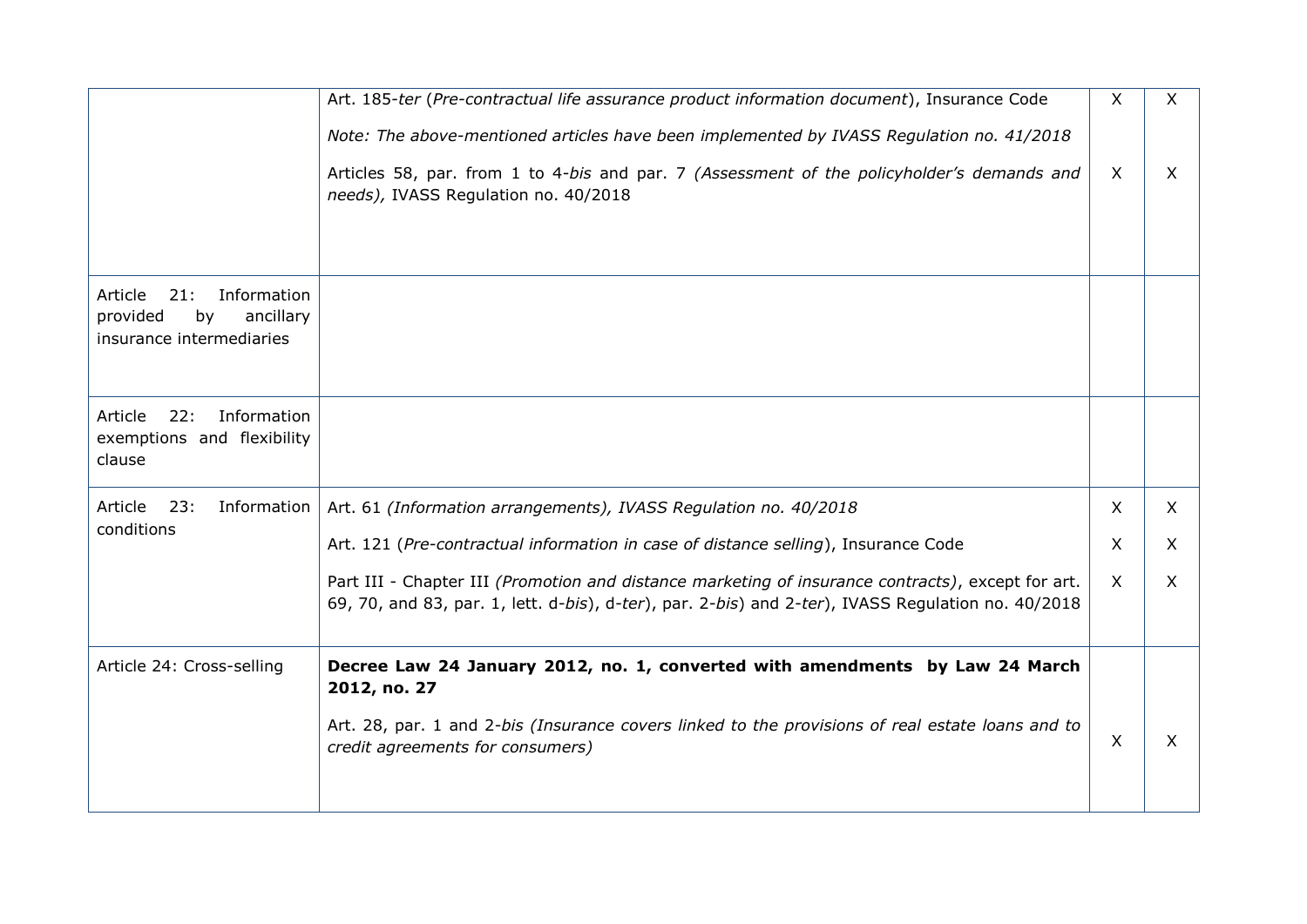| | | | |
|---|---|---|---|
| | Art. 185-*ter* (*Pre-contractual life assurance product information document*), Insurance Code<br><br>*Note: The above-mentioned articles have been implemented by IVASS Regulation no. 41/2018*<br><br>Articles 58, par. from 1 to 4-*bis* and par. 7 *(Assessment of the policyholder's demands and needs),* IVASS Regulation no. 40/2018 | X<br><br><br><br>X | X<br><br><br><br>X |
| Article 21: Information provided by ancillary insurance intermediaries | | | |
| Article 22: Information exemptions and flexibility clause | | | |
| Article 23: Information conditions | Art. 61 *(Information arrangements), IVASS Regulation no. 40/2018*<br><br>Art. 121 (*Pre-contractual information in case of distance selling*), Insurance Code<br><br>Part III - Chapter III *(Promotion and distance marketing of insurance contracts)*, except for art. 69, 70, and 83, par. 1, lett. d-*bis*), d-*ter*), par. 2-*bis*) and 2-*ter*), IVASS Regulation no. 40/2018 | X<br><br>X<br><br>X | X<br><br>X<br><br>X |
| Article 24: Cross-selling | **Decree Law 24 January 2012, no. 1, converted with amendments by Law 24 March 2012, no. 27**<br><br>Art. 28, par. 1 and 2-*bis (Insurance covers linked to the provisions of real estate loans and to credit agreements for consumers)* | X | X |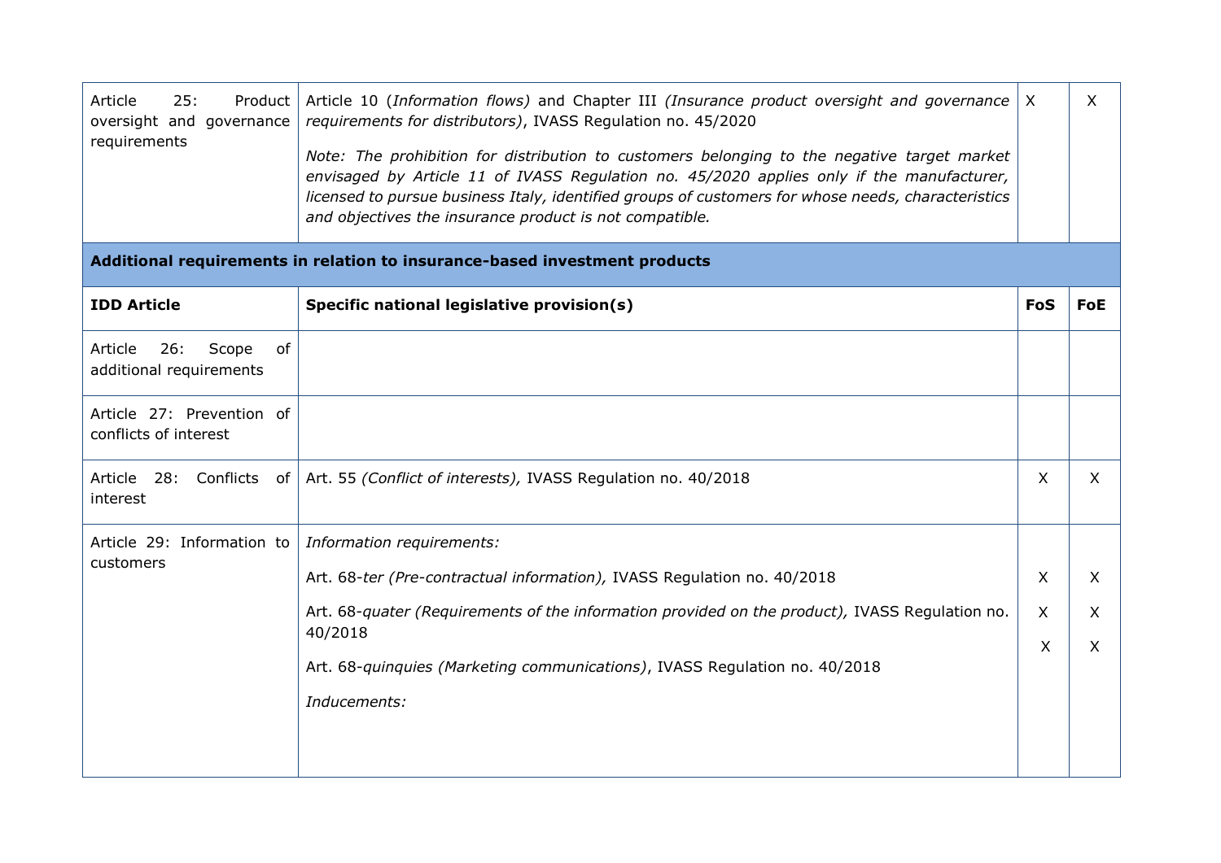| Article 25: Product oversight and governance requirements | Article 10 (*Information flows)* and Chapter III *(Insurance product oversight and governance requirements for distributors)*, IVASS Regulation no. 45/2020<br><br>*Note: The prohibition for distribution to customers belonging to the negative target market envisaged by Article 11 of IVASS Regulation no. 45/2020 applies only if the manufacturer, licensed to pursue business Italy, identified groups of customers for whose needs, characteristics and objectives the insurance product is not compatible.* | X | X |
|---|---|---|---|
| **Additional requirements in relation to insurance-based investment products** | | | |
| **IDD Article** | **Specific national legislative provision(s)** | **FoS** | **FoE** |
| Article 26: Scope of additional requirements | | | |
| Article 27: Prevention of conflicts of interest | | | |
| Article 28: Conflicts of interest | Art. 55 *(Conflict of interests),* IVASS Regulation no. 40/2018 | X | X |
| Article 29: Information to customers | *Information requirements:*<br><br>Art. 68-*ter (Pre-contractual information),* IVASS Regulation no. 40/2018<br><br>Art. 68-*quater (Requirements of the information provided on the product),* IVASS Regulation no. 40/2018<br><br>Art. 68-*quinquies (Marketing communications)*, IVASS Regulation no. 40/2018<br><br>*Inducements:* | <br><br>X<br><br>X<br><br>X | <br><br>X<br><br>X<br><br>X |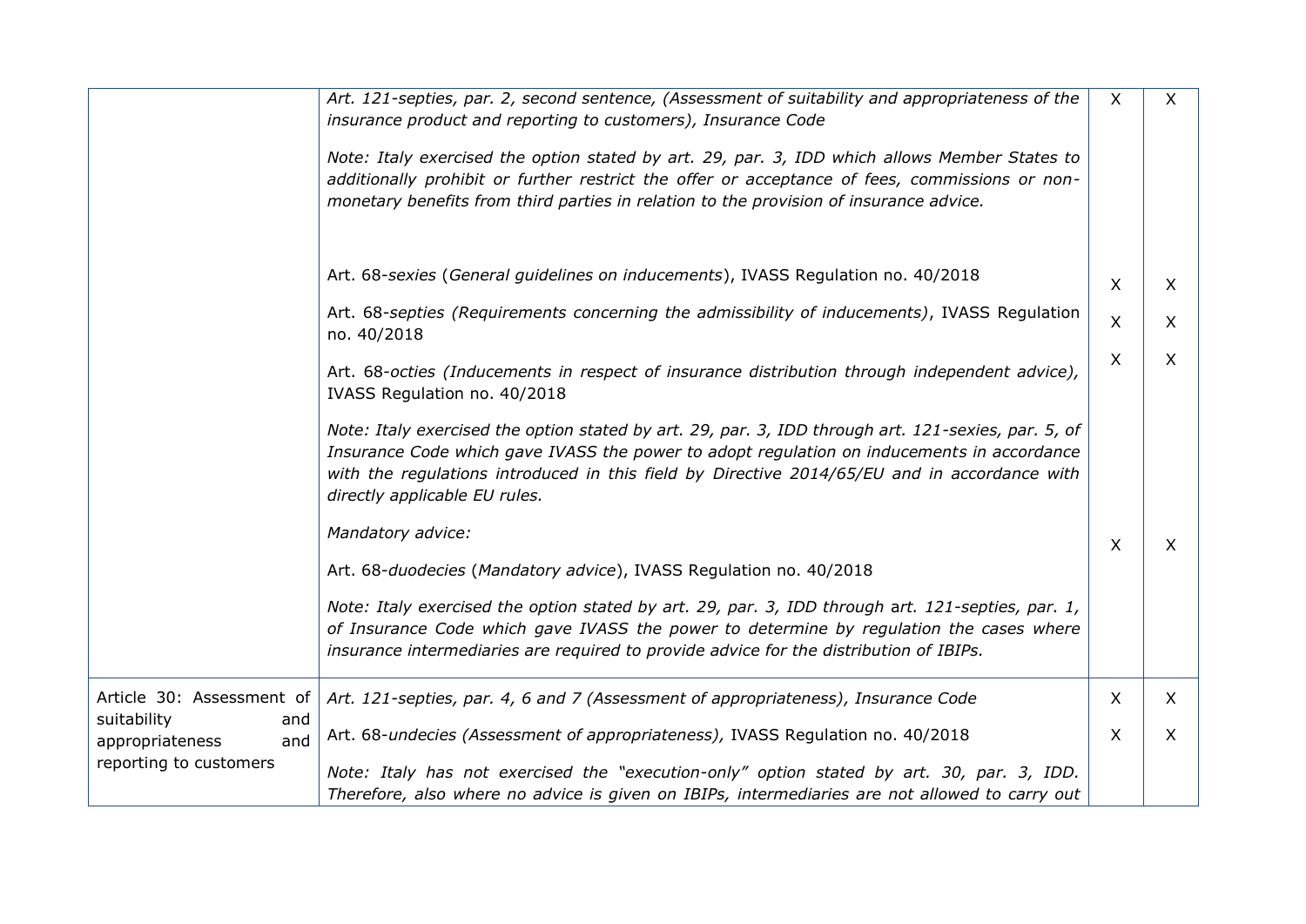| | | | |
|---|---|---|---|
| | *Art. 121-septies, par. 2, second sentence, (Assessment of suitability and appropriateness of the insurance product and reporting to customers), Insurance Code*<br><br>*Note: Italy exercised the option stated by art. 29, par. 3, IDD which allows Member States to additionally prohibit or further restrict the offer or acceptance of fees, commissions or non-monetary benefits from third parties in relation to the provision of insurance advice.* | X | X |
| | Art. 68-*sexies* (*General guidelines on inducements*), IVASS Regulation no. 40/2018 | X | X |
| | Art. 68-*septies (Requirements concerning the admissibility of inducements)*, IVASS Regulation no. 40/2018 | X | X |
| | Art. 68-*octies (Inducements in respect of insurance distribution through independent advice),* IVASS Regulation no. 40/2018<br><br>*Note: Italy exercised the option stated by art. 29, par. 3, IDD through art. 121-sexies, par. 5, of Insurance Code which gave IVASS the power to adopt regulation on inducements in accordance with the regulations introduced in this field by Directive 2014/65/EU and in accordance with directly applicable EU rules.* | X | X |
| | *Mandatory advice:*<br><br>Art. 68-*duodecies* (*Mandatory advice*), IVASS Regulation no. 40/2018<br><br>*Note: Italy exercised the option stated by art. 29, par. 3, IDD through art. 121-septies, par. 1, of Insurance Code which gave IVASS the power to determine by regulation the cases where insurance intermediaries are required to provide advice for the distribution of IBIPs.* | X | X |
| Article 30: Assessment of suitability and appropriateness and reporting to customers | *Art. 121-septies, par. 4, 6 and 7 (Assessment of appropriateness), Insurance Code* | X | X |
| | Art. 68-*undecies (Assessment of appropriateness),* IVASS Regulation no. 40/2018<br><br>*Note: Italy has not exercised the "execution-only" option stated by art. 30, par. 3, IDD. Therefore, also where no advice is given on IBIPs, intermediaries are not allowed to carry out* | X | X |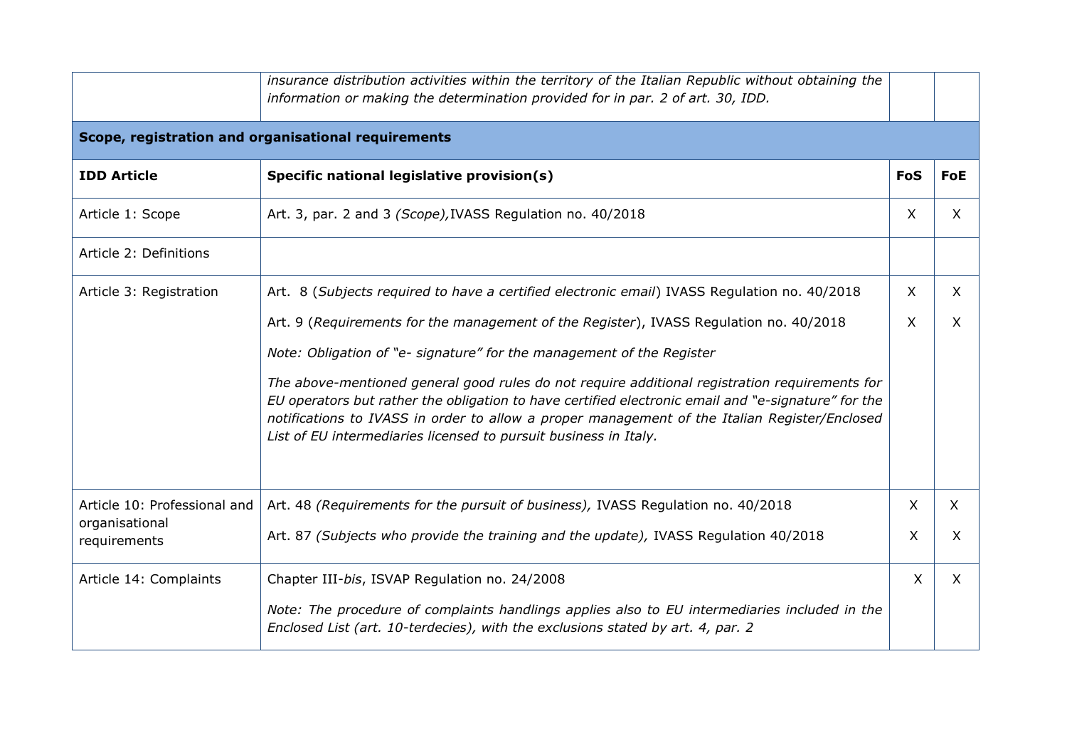| | | | |
|---|---|---|---|
| | *insurance distribution activities within the territory of the Italian Republic without obtaining the information or making the determination provided for in par. 2 of art. 30, IDD.* | | |
| **Scope, registration and organisational requirements** | | | |
| **IDD Article** | **Specific national legislative provision(s)** | **FoS** | **FoE** |
| Article 1: Scope | Art. 3, par. 2 and 3 *(Scope),*IVASS Regulation no. 40/2018 | X | X |
| Article 2: Definitions | | | |
| Article 3: Registration | Art. 8 (*Subjects required to have a certified electronic email*) IVASS Regulation no. 40/2018 | X | X |
| | Art. 9 (*Requirements for the management of the Register*), IVASS Regulation no. 40/2018 | X | X |
| | *Note: Obligation of "e- signature" for the management of the Register* <br><br> *The above-mentioned general good rules do not require additional registration requirements for EU operators but rather the obligation to have certified electronic email and "e-signature" for the notifications to IVASS in order to allow a proper management of the Italian Register/Enclosed List of EU intermediaries licensed to pursuit business in Italy.* | | |
| Article 10: Professional and organisational requirements | Art. 48 *(Requirements for the pursuit of business),* IVASS Regulation no. 40/2018 | X | X |
| | Art. 87 *(Subjects who provide the training and the update),* IVASS Regulation 40/2018 | X | X |
| Article 14: Complaints | Chapter III-*bis*, ISVAP Regulation no. 24/2008 <br><br> *Note: The procedure of complaints handlings applies also to EU intermediaries included in the Enclosed List (art. 10-terdecies), with the exclusions stated by art. 4, par. 2* | X | X |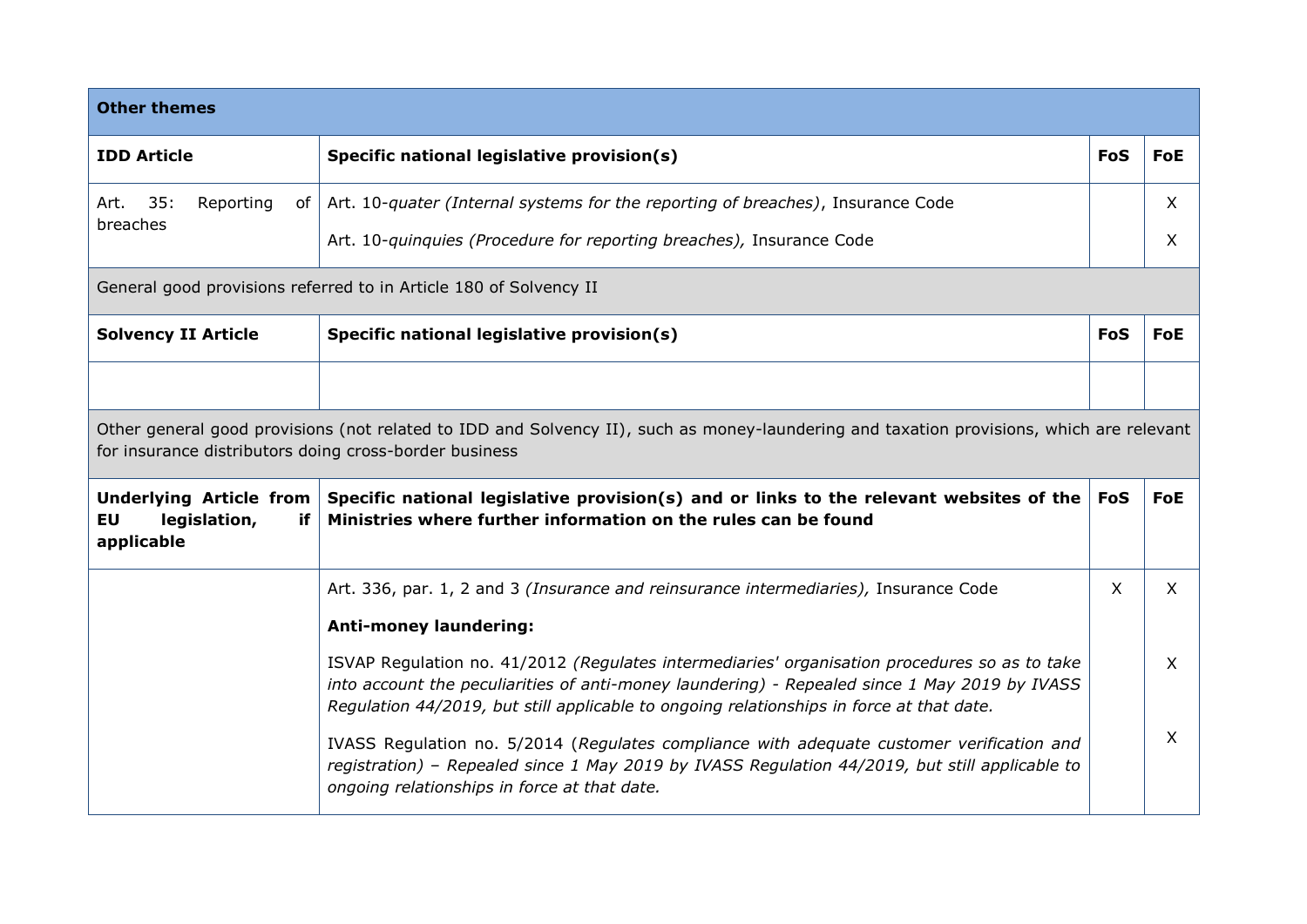| **Other themes** | | | |
|---|---|---|---|
| **IDD Article** | **Specific national legislative provision(s)** | **FoS** | **FoE** |
| Art. 35: Reporting of breaches | Art. 10-*quater (Internal systems for the reporting of breaches)*, Insurance Code<br><br>Art. 10-*quinquies (Procedure for reporting breaches),* Insurance Code | | X<br><br>X |
| General good provisions referred to in Article 180 of Solvency II | | | |
| **Solvency II Article** | **Specific national legislative provision(s)** | **FoS** | **FoE** |
| | | | |
| Other general good provisions (not related to IDD and Solvency II), such as money-laundering and taxation provisions, which are relevant for insurance distributors doing cross-border business | | | |
| **Underlying Article from EU legislation, if applicable** | **Specific national legislative provision(s) and or links to the relevant websites of the Ministries where further information on the rules can be found** | **FoS** | **FoE** |
| | Art. 336, par. 1, 2 and 3 *(Insurance and reinsurance intermediaries),* Insurance Code<br><br>**Anti-money laundering:**<br><br>ISVAP Regulation no. 41/2012 *(Regulates intermediaries' organisation procedures so as to take into account the peculiarities of anti-money laundering) - Repealed since 1 May 2019 by IVASS Regulation 44/2019, but still applicable to ongoing relationships in force at that date.*<br><br>IVASS Regulation no. 5/2014 (*Regulates compliance with adequate customer verification and registration) – Repealed since 1 May 2019 by IVASS Regulation 44/2019, but still applicable to ongoing relationships in force at that date.* | X | X<br><br><br><br>X<br><br><br><br>X |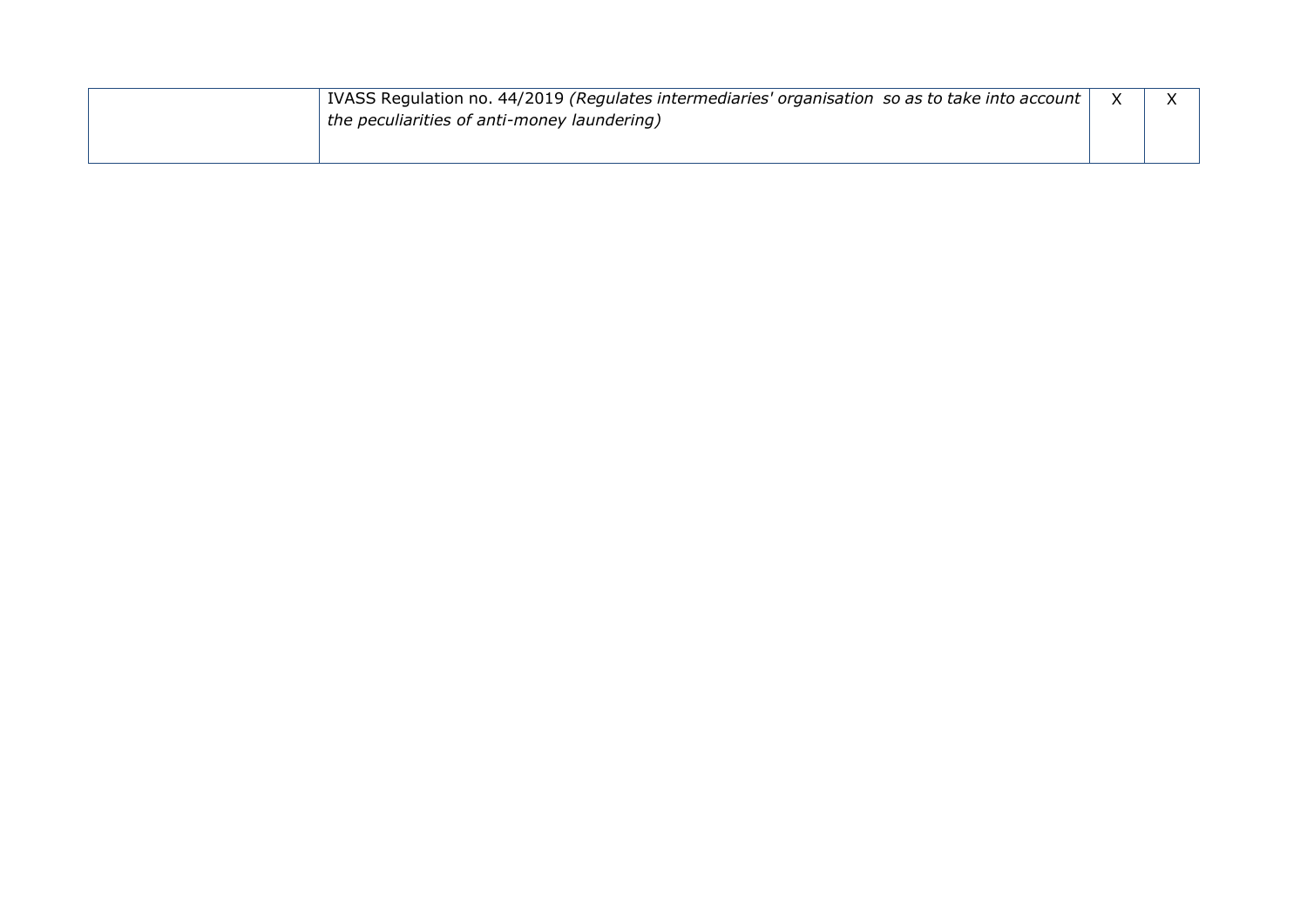| | | | |
|---|---|---|---|
| | IVASS Regulation no. 44/2019 *(Regulates intermediaries' organisation so as to take into account the peculiarities of anti-money laundering)* | X | X |